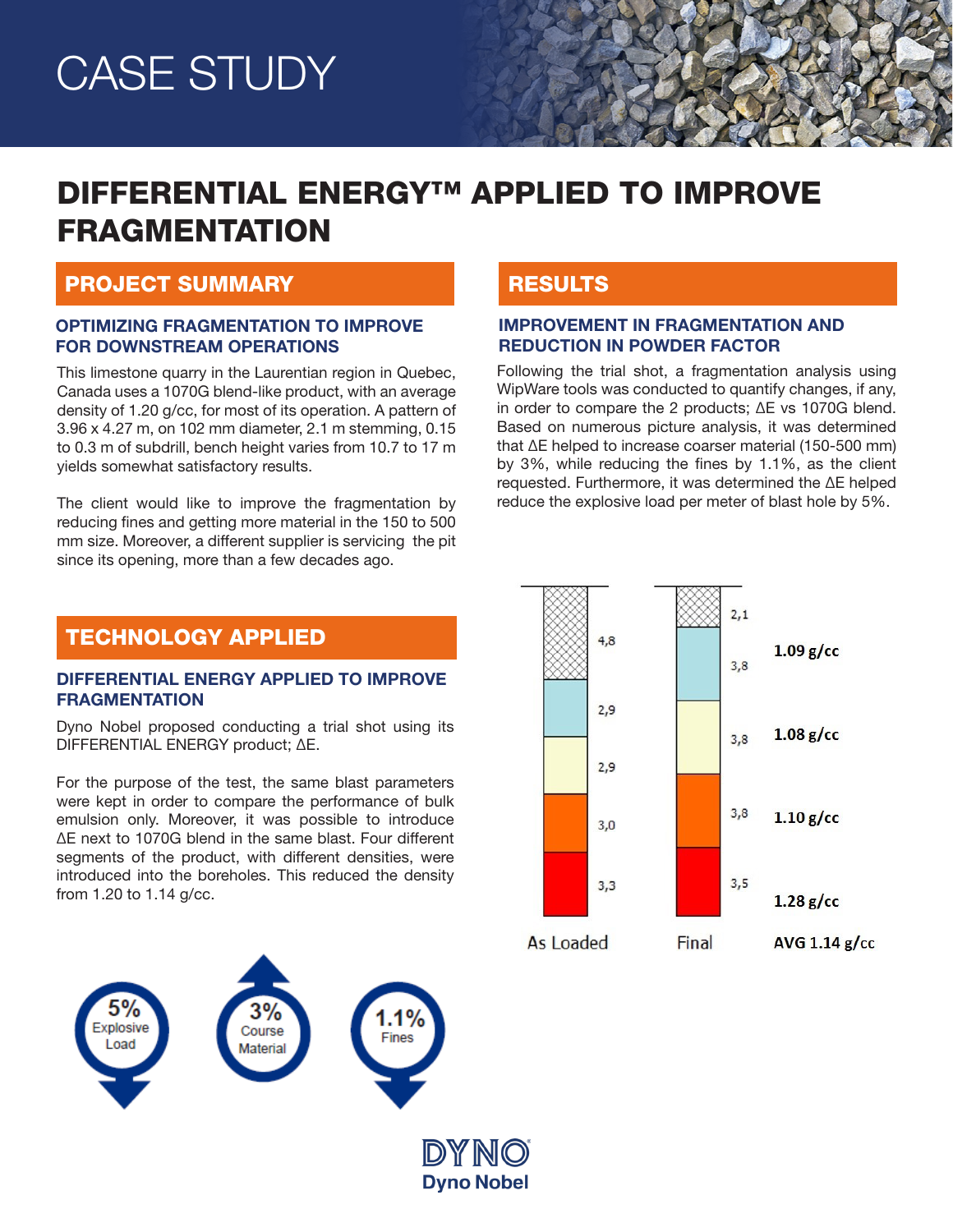# CASE STUDY

# DIFFERENTIAL ENERGY™ APPLIED TO IMPROVE FRAGMENTATION

## PROJECT SUMMARY

### OPTIMIZING FRAGMENTATION TO IMPROVE FOR DOWNSTREAM OPERATIONS

This limestone quarry in the Laurentian region in Quebec, Canada uses a 1070G blend-like product, with an average density of 1.20 g/cc, for most of its operation. A pattern of 3.96 x 4.27 m, on 102 mm diameter, 2.1 m stemming, 0.15 to 0.3 m of subdrill, bench height varies from 10.7 to 17 m yields somewhat satisfactory results.

The client would like to improve the fragmentation by reducing fines and getting more material in the 150 to 500 mm size. Moreover, a different supplier is servicing the pit since its opening, more than a few decades ago.

## TECHNOLOGY APPLIED

### DIFFERENTIAL ENERGY APPLIED TO IMPROVE FRAGMENTATION

Dyno Nobel proposed conducting a trial shot using its DIFFERENTIAL ENERGY product; ΔE.

For the purpose of the test, the same blast parameters were kept in order to compare the performance of bulk emulsion only. Moreover, it was possible to introduce ΔE next to 1070G blend in the same blast. Four different segments of the product, with different densities, were introduced into the boreholes. This reduced the density from 1.20 to 1.14 g/cc.

## RESULTS

### IMPROVEMENT IN FRAGMENTATION AND REDUCTION IN POWDER FACTOR

Following the trial shot, a fragmentation analysis using WipWare tools was conducted to quantify changes, if any, in order to compare the 2 products; ΔE vs 1070G blend. Based on numerous picture analysis, it was determined that ΔE helped to increase coarser material (150-500 mm) by 3%, while reducing the fines by 1.1%, as the client requested. Furthermore, it was determined the ΔE helped reduce the explosive load per meter of blast hole by 5%.

| As Loaded | Final | Density |
|---|---|---|
| 4,8 (stemming) | 2,1 (stemming) | |
| 2,9 | 3,8 | 1.09 g/cc |
| 2,9 | 3,8 | 1.08 g/cc |
| 3,0 | 3,8 | 1.10 g/cc |
| 3,3 | 3,5 | 1.28 g/cc |
| | | AVG 1.14 g/cc |

- ↓ 5% Explosive Load
- ↑ 3% Course Material
- ↓ 1.1% Fines

DYNO
Dyno Nobel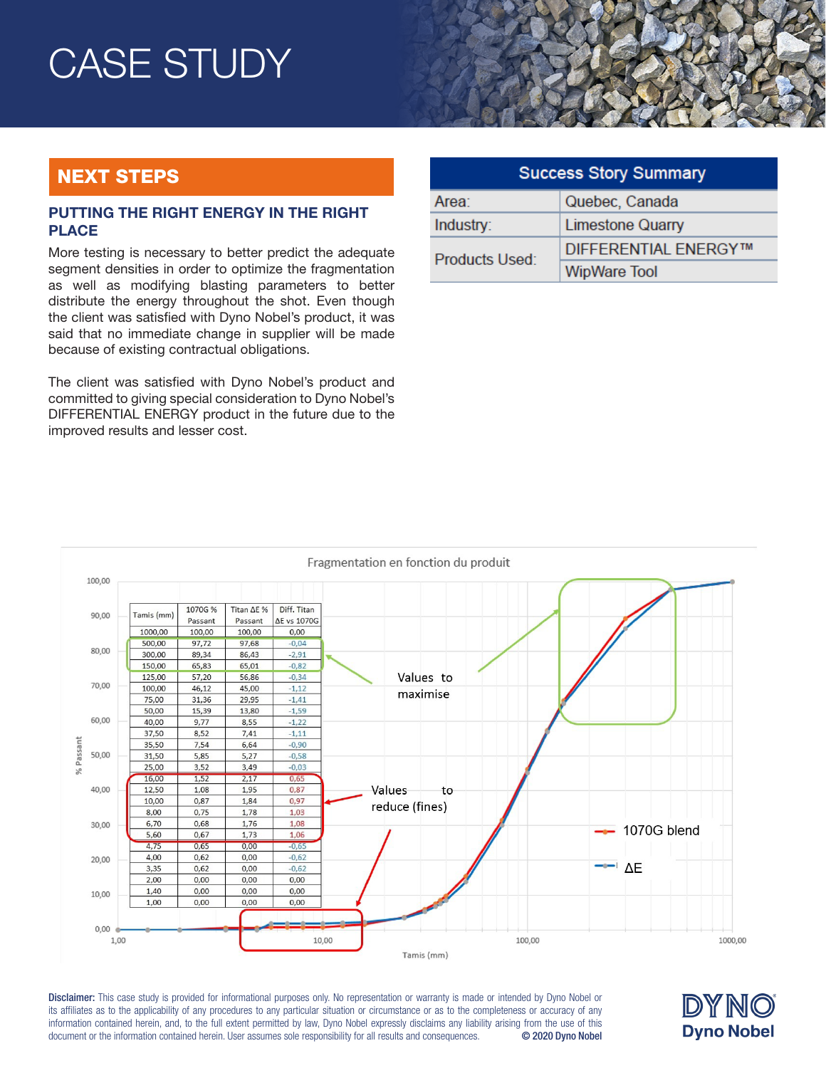## NEXT STEPS

### PUTTING THE RIGHT ENERGY IN THE RIGHT PLACE

More testing is necessary to better predict the adequate segment densities in order to optimize the fragmentation as well as modifying blasting parameters to better distribute the energy throughout the shot. Even though the client was satisfied with Dyno Nobel's product, it was said that no immediate change in supplier will be made because of existing contractual obligations.

The client was satisfied with Dyno Nobel's product and committed to giving special consideration to Dyno Nobel's DIFFERENTIAL ENERGY product in the future due to the improved results and lesser cost.

| Success Story Summary | |
|---|---|
| Area: | Quebec, Canada |
| Industry: | Limestone Quarry |
| Products Used: | DIFFERENTIAL ENERGY™ |
| | WipWare Tool |

Fragmentation en fonction du produit

| Tamis (mm) | 1070G % Passant | Titan ΔE % Passant | Diff. Titan ΔE vs 1070G |
|---|---|---|---|
| 1000,00 | 100,00 | 100,00 | 0,00 |
| 500,00 | 97,72 | 97,68 | -0,04 |
| 300,00 | 89,34 | 86,43 | -2,91 |
| 150,00 | 65,83 | 65,01 | -0,82 |
| 125,00 | 57,20 | 56,86 | -0,34 |
| 100,00 | 46,12 | 45,00 | -1,12 |
| 75,00 | 31,36 | 29,95 | -1,41 |
| 50,00 | 15,39 | 13,80 | -1,59 |
| 40,00 | 9,77 | 8,55 | -1,22 |
| 37,50 | 8,52 | 7,41 | -1,11 |
| 35,50 | 7,54 | 6,64 | -0,90 |
| 31,50 | 5,85 | 5,27 | -0,58 |
| 25,00 | 3,52 | 3,49 | -0,03 |
| 16,00 | 1,52 | 2,17 | 0,65 |
| 12,50 | 1,08 | 1,95 | 0,87 |
| 10,00 | 0,87 | 1,84 | 0,97 |
| 8,00 | 0,75 | 1,78 | 1,03 |
| 6,70 | 0,68 | 1,76 | 1,08 |
| 5,60 | 0,67 | 1,73 | 1,06 |
| 4,75 | 0,65 | 0,00 | -0,65 |
| 4,00 | 0,62 | 0,00 | -0,62 |
| 3,35 | 0,62 | 0,00 | -0,62 |
| 2,00 | 0,00 | 0,00 | 0,00 |
| 1,40 | 0,00 | 0,00 | 0,00 |
| 1,00 | 0,00 | 0,00 | 0,00 |

Values to maximise

Values to reduce (fines)

1070G blend

ΔE

% Passant

Tamis (mm)

100,00
90,00
80,00
70,00
60,00
50,00
40,00
30,00
20,00
10,00
0,00

1,00
10,00
100,00
1000,00

**Disclaimer:** This case study is provided for informational purposes only. No representation or warranty is made or intended by Dyno Nobel or its affiliates as to the applicability of any procedures to any particular situation or circumstance or as to the completeness or accuracy of any information contained herein, and, to the full extent permitted by law, Dyno Nobel expressly disclaims any liability arising from the use of this document or the information contained herein. User assumes sole responsibility for all results and consequences. © 2020 Dyno Nobel

DYNO
Dyno Nobel